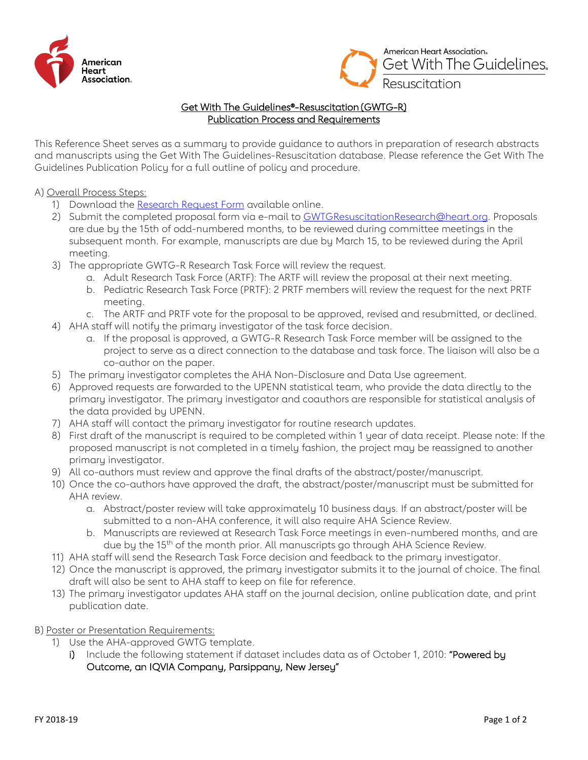# Get With The Guidelines®-Resuscitation (GWTG-R)
## Publication Process and Requirements

This Reference Sheet serves as a summary to provide guidance to authors in preparation of research abstracts and manuscripts using the Get With The Guidelines-Resuscitation database. Please reference the Get With The Guidelines Publication Policy for a full outline of policy and procedure.

A) Overall Process Steps:

1) Download the Research Request Form available online.
2) Submit the completed proposal form via e-mail to GWTGResuscitationResearch@heart.org. Proposals are due by the 15th of odd-numbered months, to be reviewed during committee meetings in the subsequent month. For example, manuscripts are due by March 15, to be reviewed during the April meeting.
3) The appropriate GWTG-R Research Task Force will review the request.
   a. Adult Research Task Force (ARTF): The ARTF will review the proposal at their next meeting.
   b. Pediatric Research Task Force (PRTF): 2 PRTF members will review the request for the next PRTF meeting.
   c. The ARTF and PRTF vote for the proposal to be approved, revised and resubmitted, or declined.
4) AHA staff will notify the primary investigator of the task force decision.
   a. If the proposal is approved, a GWTG-R Research Task Force member will be assigned to the project to serve as a direct connection to the database and task force. The liaison will also be a co-author on the paper.
5) The primary investigator completes the AHA Non-Disclosure and Data Use agreement.
6) Approved requests are forwarded to the UPENN statistical team, who provide the data directly to the primary investigator. The primary investigator and coauthors are responsible for statistical analysis of the data provided by UPENN.
7) AHA staff will contact the primary investigator for routine research updates.
8) First draft of the manuscript is required to be completed within 1 year of data receipt. Please note: If the proposed manuscript is not completed in a timely fashion, the project may be reassigned to another primary investigator.
9) All co-authors must review and approve the final drafts of the abstract/poster/manuscript.
10) Once the co-authors have approved the draft, the abstract/poster/manuscript must be submitted for AHA review.
    a. Abstract/poster review will take approximately 10 business days. If an abstract/poster will be submitted to a non-AHA conference, it will also require AHA Science Review.
    b. Manuscripts are reviewed at Research Task Force meetings in even-numbered months, and are due by the 15th of the month prior. All manuscripts go through AHA Science Review.
11) AHA staff will send the Research Task Force decision and feedback to the primary investigator.
12) Once the manuscript is approved, the primary investigator submits it to the journal of choice. The final draft will also be sent to AHA staff to keep on file for reference.
13) The primary investigator updates AHA staff on the journal decision, online publication date, and print publication date.

B) Poster or Presentation Requirements:

1) Use the AHA-approved GWTG template.
   i) Include the following statement if dataset includes data as of October 1, 2010: **"Powered by Outcome, an IQVIA Company, Parsippany, New Jersey"**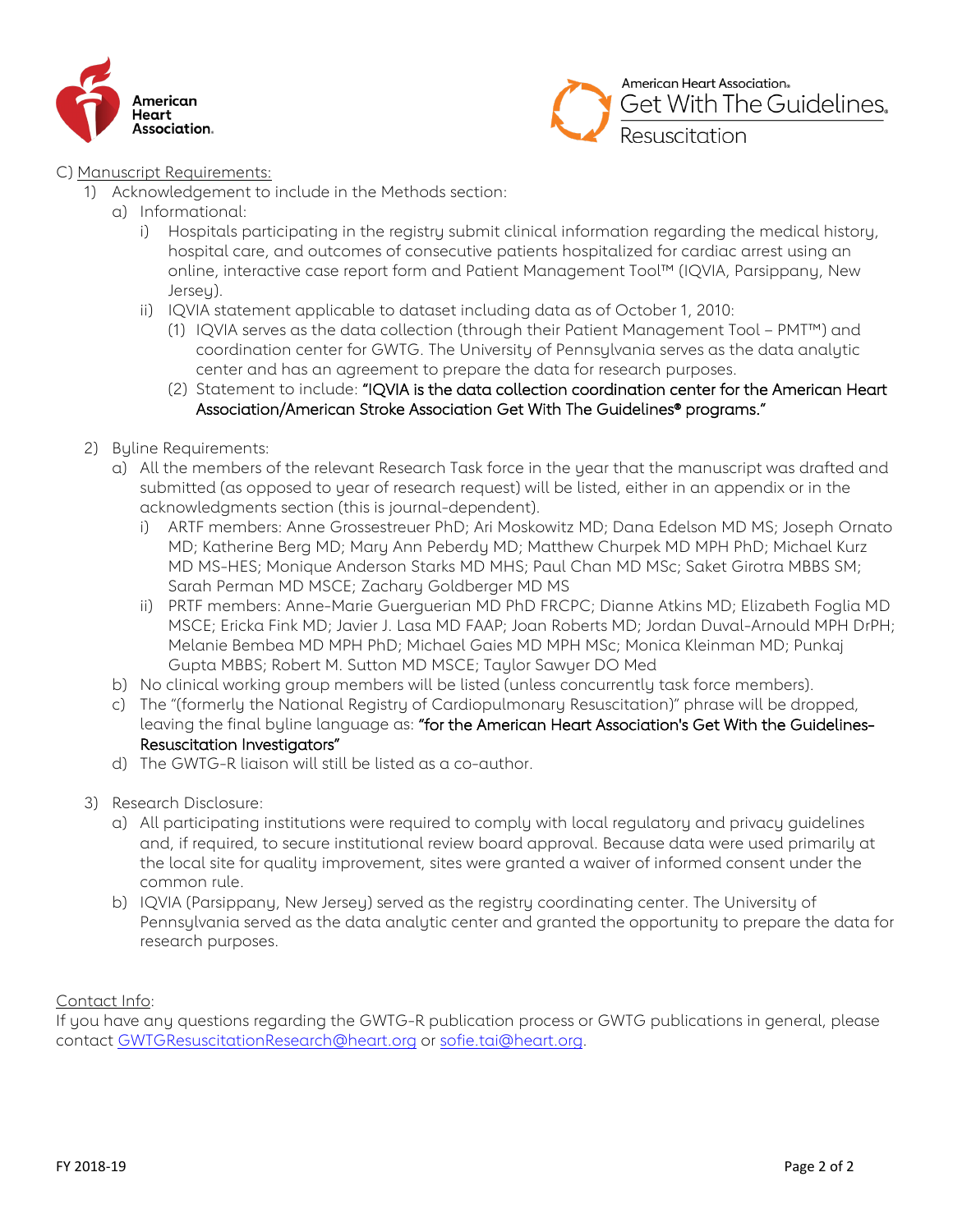C) Manuscript Requirements:

1) Acknowledgement to include in the Methods section:
   a) Informational:
      i) Hospitals participating in the registry submit clinical information regarding the medical history, hospital care, and outcomes of consecutive patients hospitalized for cardiac arrest using an online, interactive case report form and Patient Management Tool™ (IQVIA, Parsippany, New Jersey).
      ii) IQVIA statement applicable to dataset including data as of October 1, 2010:
         (1) IQVIA serves as the data collection (through their Patient Management Tool – PMT™) and coordination center for GWTG. The University of Pennsylvania serves as the data analytic center and has an agreement to prepare the data for research purposes.
         (2) Statement to include: **"IQVIA is the data collection coordination center for the American Heart Association/American Stroke Association Get With The Guidelines® programs."**

2) Byline Requirements:
   a) All the members of the relevant Research Task force in the year that the manuscript was drafted and submitted (as opposed to year of research request) will be listed, either in an appendix or in the acknowledgments section (this is journal-dependent).
      i) ARTF members: Anne Grossestreuer PhD; Ari Moskowitz MD; Dana Edelson MD MS; Joseph Ornato MD; Katherine Berg MD; Mary Ann Peberdy MD; Matthew Churpek MD MPH PhD; Michael Kurz MD MS-HES; Monique Anderson Starks MD MHS; Paul Chan MD MSc; Saket Girotra MBBS SM; Sarah Perman MD MSCE; Zachary Goldberger MD MS
      ii) PRTF members: Anne-Marie Guerguerian MD PhD FRCPC; Dianne Atkins MD; Elizabeth Foglia MD MSCE; Ericka Fink MD; Javier J. Lasa MD FAAP; Joan Roberts MD; Jordan Duval-Arnould MPH DrPH; Melanie Bembea MD MPH PhD; Michael Gaies MD MPH MSc; Monica Kleinman MD; Punkaj Gupta MBBS; Robert M. Sutton MD MSCE; Taylor Sawyer DO Med
   b) No clinical working group members will be listed (unless concurrently task force members).
   c) The "(formerly the National Registry of Cardiopulmonary Resuscitation)" phrase will be dropped, leaving the final byline language as: **"for the American Heart Association's Get With the Guidelines-Resuscitation Investigators"**
   d) The GWTG-R liaison will still be listed as a co-author.

3) Research Disclosure:
   a) All participating institutions were required to comply with local regulatory and privacy guidelines and, if required, to secure institutional review board approval. Because data were used primarily at the local site for quality improvement, sites were granted a waiver of informed consent under the common rule.
   b) IQVIA (Parsippany, New Jersey) served as the registry coordinating center. The University of Pennsylvania served as the data analytic center and granted the opportunity to prepare the data for research purposes.

Contact Info:

If you have any questions regarding the GWTG-R publication process or GWTG publications in general, please contact GWTGResuscitationResearch@heart.org or sofie.tai@heart.org.

FY 2018-19